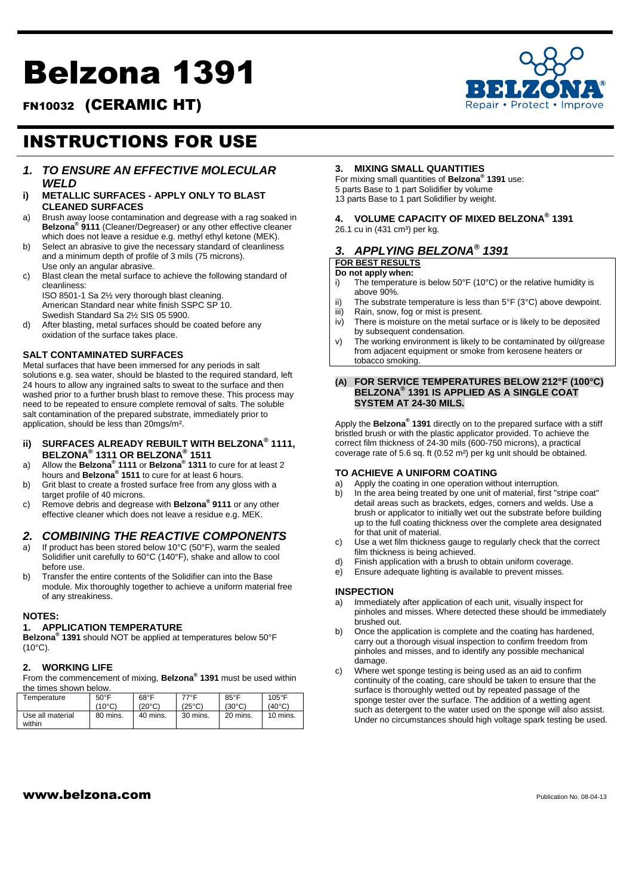# Belzona 1391

## FN10032 (CERAMIC HT)

# INSTRUCTIONS FOR USE

## *1. TO ENSURE AN EFFECTIVE MOLECULAR WELD*

### i) METALLIC SURFACES - APPLY ONLY TO BLAST CLEANED SURFACES

a) Brush away loose contamination and degrease with a rag soaked in **Belzona® 9111** (Cleaner/Degreaser) or any other effective cleaner which does not leave a residue e.g. methyl ethyl ketone (MEK).

b) Select an abrasive to give the necessary standard of cleanliness and a minimum depth of profile of 3 mils (75 microns). Use only an angular abrasive.

c) Blast clean the metal surface to achieve the following standard of cleanliness:
ISO 8501-1 Sa 2½ very thorough blast cleaning.
American Standard near white finish SSPC SP 10.
Swedish Standard Sa 2½ SIS 05 5900.

d) After blasting, metal surfaces should be coated before any oxidation of the surface takes place.

### SALT CONTAMINATED SURFACES

Metal surfaces that have been immersed for any periods in salt solutions e.g. sea water, should be blasted to the required standard, left 24 hours to allow any ingrained salts to sweat to the surface and then washed prior to a further brush blast to remove these. This process may need to be repeated to ensure complete removal of salts. The soluble salt contamination of the prepared substrate, immediately prior to application, should be less than 20mgs/m².

### ii) SURFACES ALREADY REBUILT WITH BELZONA® 1111, BELZONA® 1311 OR BELZONA® 1511

a) Allow the **Belzona® 1111** or **Belzona® 1311** to cure for at least 2 hours and **Belzona® 1511** to cure for at least 6 hours.

b) Grit blast to create a frosted surface free from any gloss with a target profile of 40 microns.

c) Remove debris and degrease with **Belzona® 9111** or any other effective cleaner which does not leave a residue e.g. MEK.

## *2. COMBINING THE REACTIVE COMPONENTS*

a) If product has been stored below 10°C (50°F), warm the sealed Solidifier unit carefully to 60°C (140°F), shake and allow to cool before use.

b) Transfer the entire contents of the Solidifier can into the Base module. Mix thoroughly together to achieve a uniform material free of any streakiness.

### NOTES:

#### 1. APPLICATION TEMPERATURE

**Belzona® 1391** should NOT be applied at temperatures below 50°F (10°C).

#### 2. WORKING LIFE

From the commencement of mixing, **Belzona® 1391** must be used within the times shown below.

| Temperature | 50°F (10°C) | 68°F (20°C) | 77°F (25°C) | 85°F (30°C) | 105°F (40°C) |
|---|---|---|---|---|---|
| Use all material within | 80 mins. | 40 mins. | 30 mins. | 20 mins. | 10 mins. |

#### 3. MIXING SMALL QUANTITIES

For mixing small quantities of **Belzona® 1391** use:
5 parts Base to 1 part Solidifier by volume
13 parts Base to 1 part Solidifier by weight.

#### 4. VOLUME CAPACITY OF MIXED BELZONA® 1391

26.1 cu in (431 cm³) per kg.

## *3. APPLYING BELZONA® 1391*

**FOR BEST RESULTS**

**Do not apply when:**

i) The temperature is below 50°F (10°C) or the relative humidity is above 90%.

ii) The substrate temperature is less than 5°F (3°C) above dewpoint.

iii) Rain, snow, fog or mist is present.

iv) There is moisture on the metal surface or is likely to be deposited by subsequent condensation.

v) The working environment is likely to be contaminated by oil/grease from adjacent equipment or smoke from kerosene heaters or tobacco smoking.

### (A) FOR SERVICE TEMPERATURES BELOW 212°F (100°C) BELZONA® 1391 IS APPLIED AS A SINGLE COAT SYSTEM AT 24-30 MILS.

Apply the **Belzona® 1391** directly on to the prepared surface with a stiff bristled brush or with the plastic applicator provided. To achieve the correct film thickness of 24-30 mils (600-750 microns), a practical coverage rate of 5.6 sq. ft (0.52 m²) per kg unit should be obtained.

### TO ACHIEVE A UNIFORM COATING

a) Apply the coating in one operation without interruption.

b) In the area being treated by one unit of material, first "stripe coat" detail areas such as brackets, edges, corners and welds. Use a brush or applicator to initially wet out the substrate before building up to the full coating thickness over the complete area designated for that unit of material.

c) Use a wet film thickness gauge to regularly check that the correct film thickness is being achieved.

d) Finish application with a brush to obtain uniform coverage.

e) Ensure adequate lighting is available to prevent misses.

### INSPECTION

a) Immediately after application of each unit, visually inspect for pinholes and misses. Where detected these should be immediately brushed out.

b) Once the application is complete and the coating has hardened, carry out a thorough visual inspection to confirm freedom from pinholes and misses, and to identify any possible mechanical damage.

c) Where wet sponge testing is being used as an aid to confirm continuity of the coating, care should be taken to ensure that the surface is thoroughly wetted out by repeated passage of the sponge tester over the surface. The addition of a wetting agent such as detergent to the water used on the sponge will also assist. Under no circumstances should high voltage spark testing be used.

**www.belzona.com**

Publication No. 08-04-13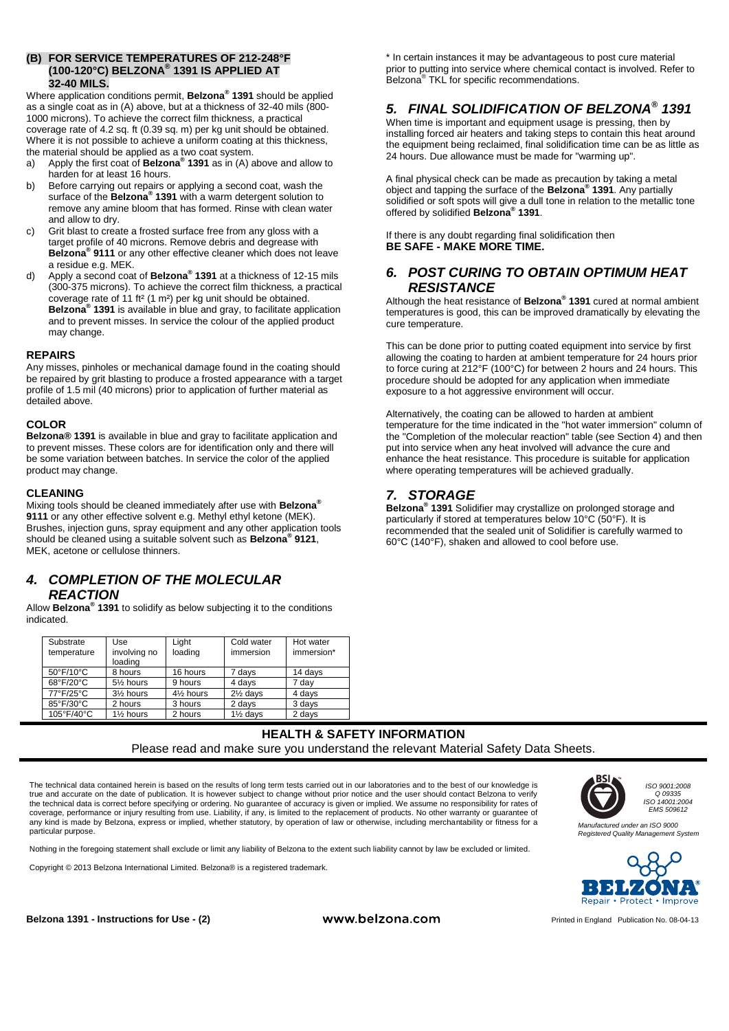### (B) FOR SERVICE TEMPERATURES OF 212-248°F (100-120°C) BELZONA® 1391 IS APPLIED AT 32-40 MILS.

Where application conditions permit, **Belzona® 1391** should be applied as a single coat as in (A) above, but at a thickness of 32-40 mils (800-1000 microns). To achieve the correct film thickness, a practical coverage rate of 4.2 sq. ft (0.39 sq. m) per kg unit should be obtained. Where it is not possible to achieve a uniform coating at this thickness, the material should be applied as a two coat system.

a) Apply the first coat of **Belzona® 1391** as in (A) above and allow to harden for at least 16 hours.

b) Before carrying out repairs or applying a second coat, wash the surface of the **Belzona® 1391** with a warm detergent solution to remove any amine bloom that has formed. Rinse with clean water and allow to dry.

c) Grit blast to create a frosted surface free from any gloss with a target profile of 40 microns. Remove debris and degrease with **Belzona® 9111** or any other effective cleaner which does not leave a residue e.g. MEK.

d) Apply a second coat of **Belzona® 1391** at a thickness of 12-15 mils (300-375 microns). To achieve the correct film thickness, a practical coverage rate of 11 ft² (1 m²) per kg unit should be obtained. **Belzona® 1391** is available in blue and gray, to facilitate application and to prevent misses. In service the colour of the applied product may change.

### REPAIRS

Any misses, pinholes or mechanical damage found in the coating should be repaired by grit blasting to produce a frosted appearance with a target profile of 1.5 mil (40 microns) prior to application of further material as detailed above.

### COLOR

**Belzona® 1391** is available in blue and gray to facilitate application and to prevent misses. These colors are for identification only and there will be some variation between batches. In service the color of the applied product may change.

### CLEANING

Mixing tools should be cleaned immediately after use with **Belzona® 9111** or any other effective solvent e.g. Methyl ethyl ketone (MEK). Brushes, injection guns, spray equipment and any other application tools should be cleaned using a suitable solvent such as **Belzona® 9121**, MEK, acetone or cellulose thinners.

## 4. COMPLETION OF THE MOLECULAR REACTION

Allow **Belzona® 1391** to solidify as below subjecting it to the conditions indicated.

| Substrate temperature | Use involving no loading | Light loading | Cold water immersion | Hot water immersion* |
|---|---|---|---|---|
| 50°F/10°C | 8 hours | 16 hours | 7 days | 14 days |
| 68°F/20°C | 5½ hours | 9 hours | 4 days | 7 day |
| 77°F/25°C | 3½ hours | 4½ hours | 2½ days | 4 days |
| 85°F/30°C | 2 hours | 3 hours | 2 days | 3 days |
| 105°F/40°C | 1½ hours | 2 hours | 1½ days | 2 days |

\* In certain instances it may be advantageous to post cure material prior to putting into service where chemical contact is involved. Refer to Belzona® TKL for specific recommendations.

## 5. FINAL SOLIDIFICATION OF BELZONA® 1391

When time is important and equipment usage is pressing, then by installing forced air heaters and taking steps to contain this heat around the equipment being reclaimed, final solidification time can be as little as 24 hours. Due allowance must be made for "warming up".

A final physical check can be made as precaution by taking a metal object and tapping the surface of the **Belzona® 1391**. Any partially solidified or soft spots will give a dull tone in relation to the metallic tone offered by solidified **Belzona® 1391**.

If there is any doubt regarding final solidification then
**BE SAFE - MAKE MORE TIME.**

## 6. POST CURING TO OBTAIN OPTIMUM HEAT RESISTANCE

Although the heat resistance of **Belzona® 1391** cured at normal ambient temperatures is good, this can be improved dramatically by elevating the cure temperature.

This can be done prior to putting coated equipment into service by first allowing the coating to harden at ambient temperature for 24 hours prior to force curing at 212°F (100°C) for between 2 hours and 24 hours. This procedure should be adopted for any application when immediate exposure to a hot aggressive environment will occur.

Alternatively, the coating can be allowed to harden at ambient temperature for the time indicated in the "hot water immersion" column of the "Completion of the molecular reaction" table (see Section 4) and then put into service when any heat involved will advance the cure and enhance the heat resistance. This procedure is suitable for application where operating temperatures will be achieved gradually.

## 7. STORAGE

**Belzona® 1391** Solidifier may crystallize on prolonged storage and particularly if stored at temperatures below 10°C (50°F). It is recommended that the sealed unit of Solidifier is carefully warmed to 60°C (140°F), shaken and allowed to cool before use.

## HEALTH & SAFETY INFORMATION

Please read and make sure you understand the relevant Material Safety Data Sheets.

The technical data contained herein is based on the results of long term tests carried out in our laboratories and to the best of our knowledge is true and accurate on the date of publication. It is however subject to change without prior notice and the user should contact Belzona to verify the technical data is correct before specifying or ordering. No guarantee of accuracy is given or implied. We assume no responsibility for rates of coverage, performance or injury resulting from use. Liability, if any, is limited to the replacement of products. No other warranty or guarantee of any kind is made by Belzona, express or implied, whether statutory, by operation of law or otherwise, including merchantability or fitness for a particular purpose.

Nothing in the foregoing statement shall exclude or limit any liability of Belzona to the extent such liability cannot by law be excluded or limited.

Copyright © 2013 Belzona International Limited. Belzona® is a registered trademark.

ISO 9001:2008 Q 09335
ISO 14001:2004 EMS 509612

*Manufactured under an ISO 9000 Registered Quality Management System*

BELZONA® Repair • Protect • Improve

Belzona 1391 - Instructions for Use - (2) www.belzona.com Printed in England Publication No. 08-04-13